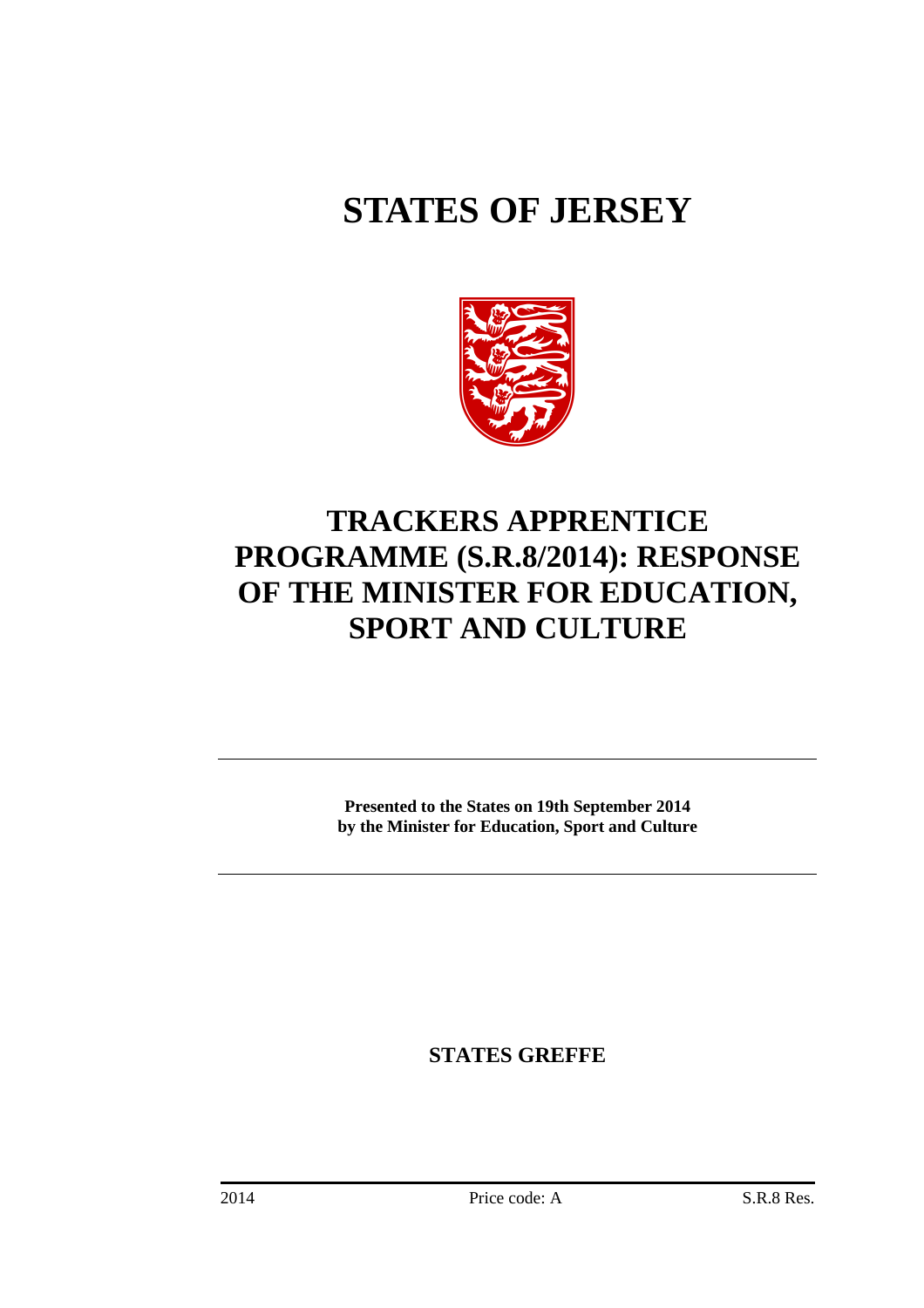# STATES OF JERSEY

## TRACKERS APPRENTICE PROGRAMME (S.R.8/2014): RESPONSE OF THE MINISTER FOR EDUCATION, SPORT AND CULTURE

---

**Presented to the States on 19th September 2014**
**by the Minister for Education, Sport and Culture**

---

**STATES GREFFE**

2014 Price code: A S.R.8 Res.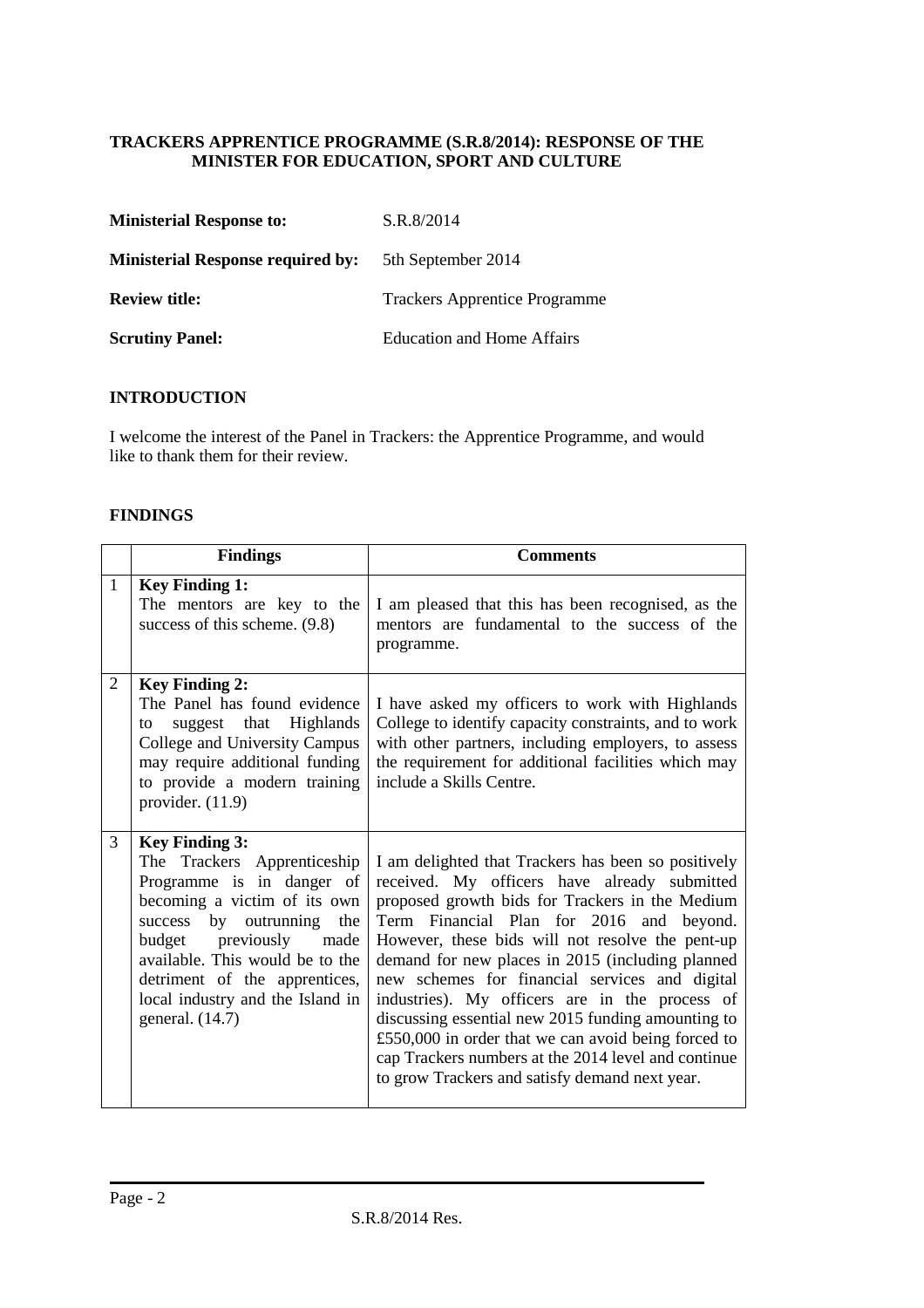**TRACKERS APPRENTICE PROGRAMME (S.R.8/2014): RESPONSE OF THE MINISTER FOR EDUCATION, SPORT AND CULTURE**

| | |
|---|---|
| **Ministerial Response to:** | S.R.8/2014 |
| **Ministerial Response required by:** | 5th September 2014 |
| **Review title:** | Trackers Apprentice Programme |
| **Scrutiny Panel:** | Education and Home Affairs |

## INTRODUCTION

I welcome the interest of the Panel in Trackers: the Apprentice Programme, and would like to thank them for their review.

## FINDINGS

| | Findings | Comments |
|---|---|---|
| 1 | **Key Finding 1:** The mentors are key to the success of this scheme. (9.8) | I am pleased that this has been recognised, as the mentors are fundamental to the success of the programme. |
| 2 | **Key Finding 2:** The Panel has found evidence to suggest that Highlands College and University Campus may require additional funding to provide a modern training provider. (11.9) | I have asked my officers to work with Highlands College to identify capacity constraints, and to work with other partners, including employers, to assess the requirement for additional facilities which may include a Skills Centre. |
| 3 | **Key Finding 3:** The Trackers Apprenticeship Programme is in danger of becoming a victim of its own success by outrunning the budget previously made available. This would be to the detriment of the apprentices, local industry and the Island in general. (14.7) | I am delighted that Trackers has been so positively received. My officers have already submitted proposed growth bids for Trackers in the Medium Term Financial Plan for 2016 and beyond. However, these bids will not resolve the pent-up demand for new places in 2015 (including planned new schemes for financial services and digital industries). My officers are in the process of discussing essential new 2015 funding amounting to £550,000 in order that we can avoid being forced to cap Trackers numbers at the 2014 level and continue to grow Trackers and satisfy demand next year. |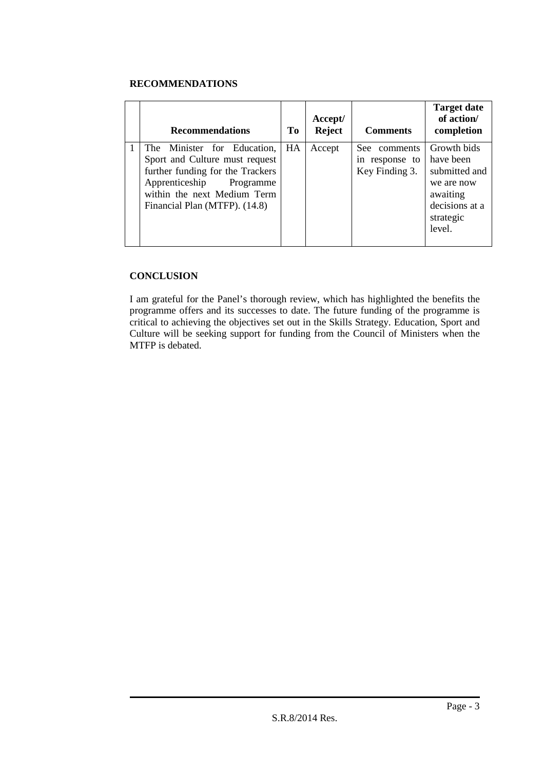**RECOMMENDATIONS**

| | Recommendations | To | Accept/ Reject | Comments | Target date of action/ completion |
|---|---|---|---|---|---|
| 1 | The Minister for Education, Sport and Culture must request further funding for the Trackers Apprenticeship Programme within the next Medium Term Financial Plan (MTFP). (14.8) | HA | Accept | See comments in response to Key Finding 3. | Growth bids have been submitted and we are now awaiting decisions at a strategic level. |

**CONCLUSION**

I am grateful for the Panel's thorough review, which has highlighted the benefits the programme offers and its successes to date. The future funding of the programme is critical to achieving the objectives set out in the Skills Strategy. Education, Sport and Culture will be seeking support for funding from the Council of Ministers when the MTFP is debated.